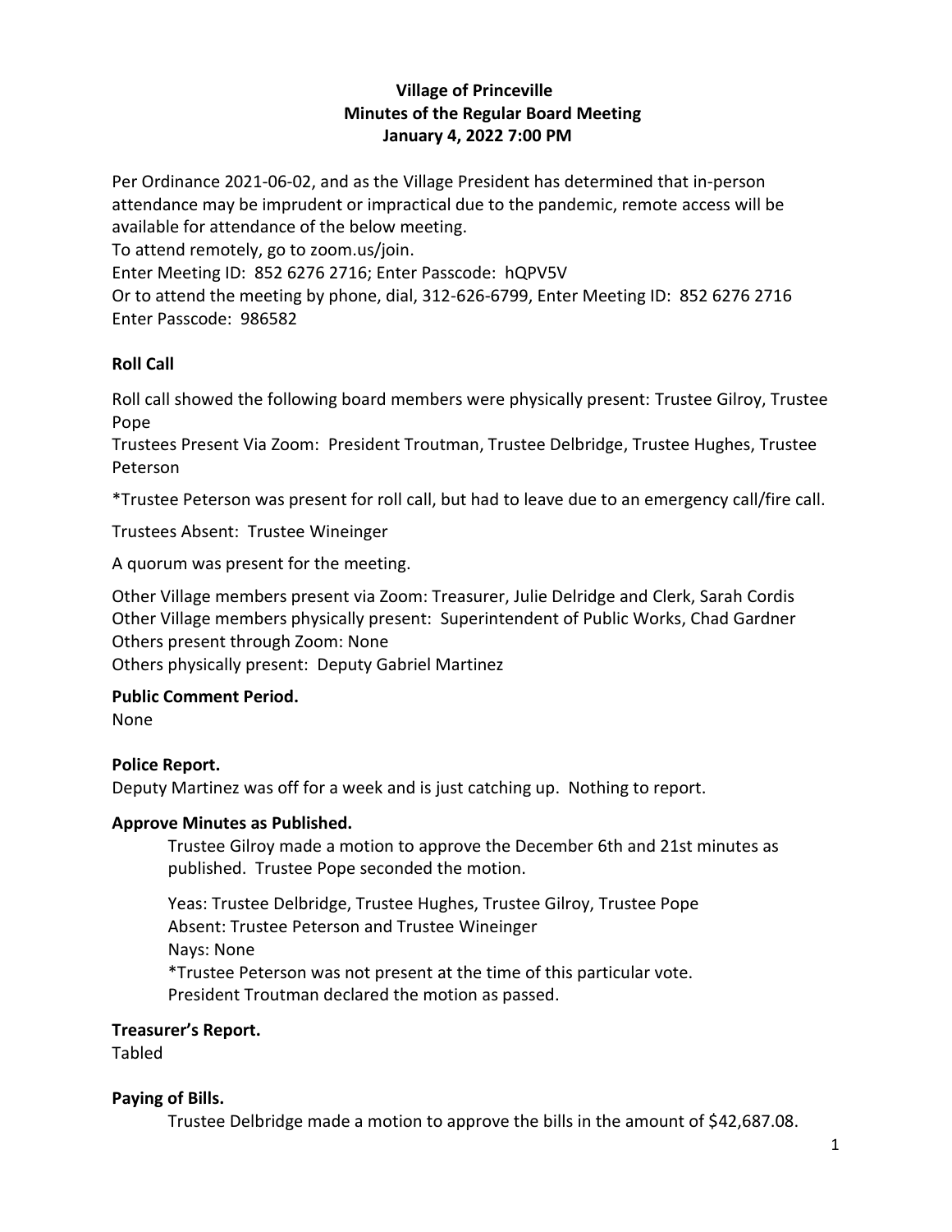# Village of Princeville
## Minutes of the Regular Board Meeting
### January 4, 2022 7:00 PM

Per Ordinance 2021-06-02, and as the Village President has determined that in-person attendance may be imprudent or impractical due to the pandemic, remote access will be available for attendance of the below meeting.
To attend remotely, go to zoom.us/join.
Enter Meeting ID: 852 6276 2716; Enter Passcode: hQPV5V
Or to attend the meeting by phone, dial, 312-626-6799, Enter Meeting ID: 852 6276 2716
Enter Passcode: 986582

**Roll Call**

Roll call showed the following board members were physically present: Trustee Gilroy, Trustee Pope
Trustees Present Via Zoom: President Troutman, Trustee Delbridge, Trustee Hughes, Trustee Peterson

*Trustee Peterson was present for roll call, but had to leave due to an emergency call/fire call.

Trustees Absent: Trustee Wineinger

A quorum was present for the meeting.

Other Village members present via Zoom: Treasurer, Julie Delridge and Clerk, Sarah Cordis
Other Village members physically present: Superintendent of Public Works, Chad Gardner
Others present through Zoom: None
Others physically present: Deputy Gabriel Martinez

**Public Comment Period.**
None

**Police Report.**
Deputy Martinez was off for a week and is just catching up. Nothing to report.

**Approve Minutes as Published.**

Trustee Gilroy made a motion to approve the December 6th and 21st minutes as published. Trustee Pope seconded the motion.

Yeas: Trustee Delbridge, Trustee Hughes, Trustee Gilroy, Trustee Pope
Absent: Trustee Peterson and Trustee Wineinger
Nays: None
*Trustee Peterson was not present at the time of this particular vote.
President Troutman declared the motion as passed.

**Treasurer's Report.**
Tabled

**Paying of Bills.**

Trustee Delbridge made a motion to approve the bills in the amount of $42,687.08.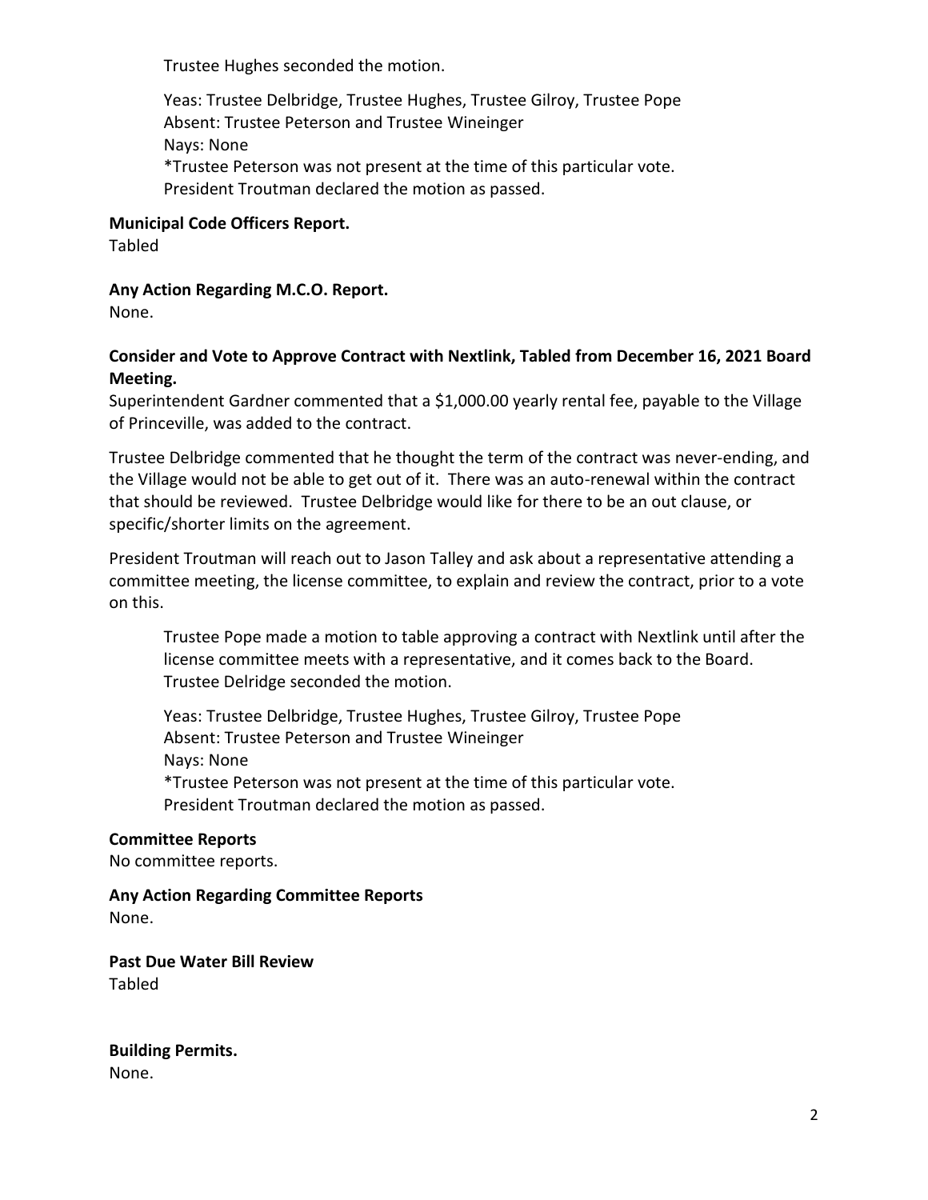Trustee Hughes seconded the motion.

Yeas: Trustee Delbridge, Trustee Hughes, Trustee Gilroy, Trustee Pope
Absent: Trustee Peterson and Trustee Wineinger
Nays: None
*Trustee Peterson was not present at the time of this particular vote.
President Troutman declared the motion as passed.

**Municipal Code Officers Report.**
Tabled

**Any Action Regarding M.C.O. Report.**
None.

**Consider and Vote to Approve Contract with Nextlink, Tabled from December 16, 2021 Board Meeting.**
Superintendent Gardner commented that a $1,000.00 yearly rental fee, payable to the Village of Princeville, was added to the contract.

Trustee Delbridge commented that he thought the term of the contract was never-ending, and the Village would not be able to get out of it. There was an auto-renewal within the contract that should be reviewed. Trustee Delbridge would like for there to be an out clause, or specific/shorter limits on the agreement.

President Troutman will reach out to Jason Talley and ask about a representative attending a committee meeting, the license committee, to explain and review the contract, prior to a vote on this.

Trustee Pope made a motion to table approving a contract with Nextlink until after the license committee meets with a representative, and it comes back to the Board.
Trustee Delridge seconded the motion.

Yeas: Trustee Delbridge, Trustee Hughes, Trustee Gilroy, Trustee Pope
Absent: Trustee Peterson and Trustee Wineinger
Nays: None
*Trustee Peterson was not present at the time of this particular vote.
President Troutman declared the motion as passed.

**Committee Reports**
No committee reports.

**Any Action Regarding Committee Reports**
None.

**Past Due Water Bill Review**
Tabled

**Building Permits.**
None.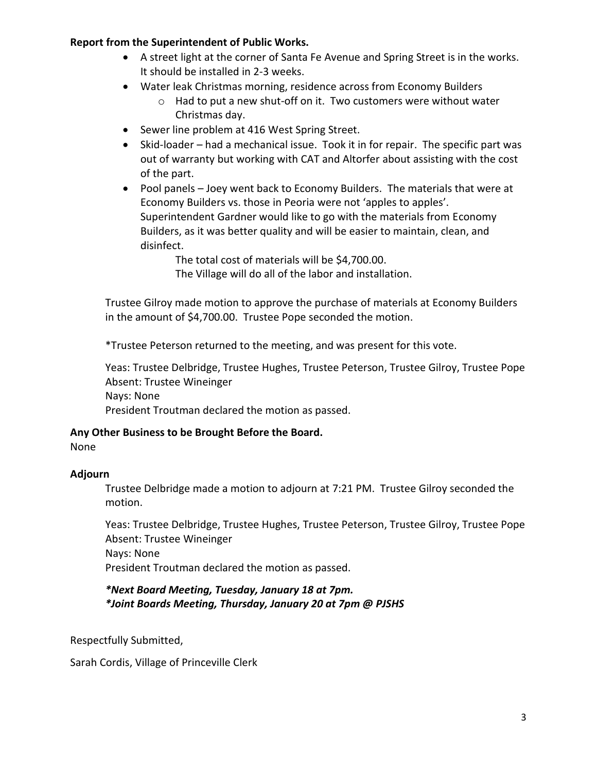**Report from the Superintendent of Public Works.**

- A street light at the corner of Santa Fe Avenue and Spring Street is in the works. It should be installed in 2-3 weeks.
- Water leak Christmas morning, residence across from Economy Builders
  - Had to put a new shut-off on it. Two customers were without water Christmas day.
- Sewer line problem at 416 West Spring Street.
- Skid-loader – had a mechanical issue. Took it in for repair. The specific part was out of warranty but working with CAT and Altorfer about assisting with the cost of the part.
- Pool panels – Joey went back to Economy Builders. The materials that were at Economy Builders vs. those in Peoria were not 'apples to apples'. Superintendent Gardner would like to go with the materials from Economy Builders, as it was better quality and will be easier to maintain, clean, and disinfect.

  The total cost of materials will be $4,700.00.
  The Village will do all of the labor and installation.

Trustee Gilroy made motion to approve the purchase of materials at Economy Builders in the amount of $4,700.00. Trustee Pope seconded the motion.

*Trustee Peterson returned to the meeting, and was present for this vote.

Yeas: Trustee Delbridge, Trustee Hughes, Trustee Peterson, Trustee Gilroy, Trustee Pope
Absent: Trustee Wineinger
Nays: None
President Troutman declared the motion as passed.

**Any Other Business to be Brought Before the Board.**

None

**Adjourn**

Trustee Delbridge made a motion to adjourn at 7:21 PM. Trustee Gilroy seconded the motion.

Yeas: Trustee Delbridge, Trustee Hughes, Trustee Peterson, Trustee Gilroy, Trustee Pope
Absent: Trustee Wineinger
Nays: None
President Troutman declared the motion as passed.

***Next Board Meeting, Tuesday, January 18 at 7pm.***
***Joint Boards Meeting, Thursday, January 20 at 7pm @ PJSHS***

Respectfully Submitted,

Sarah Cordis, Village of Princeville Clerk